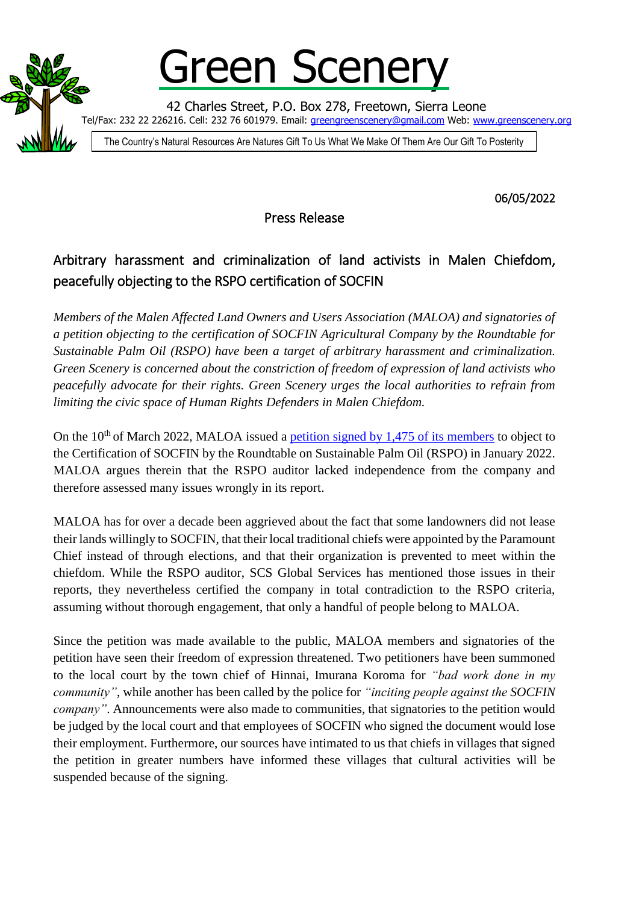# Green Scenery

42 Charles Street, P.O. Box 278, Freetown, Sierra Leone

Tel/Fax: 232 22 226216. Cell: 232 76 601979. Email: greengreenscenery@gmail.com Web: www.greenscenery.org

The Country's Natural Resources Are Natures Gift To Us What We Make Of Them Are Our Gift To Posterity

06/05/2022

Press Release

## Arbitrary harassment and criminalization of land activists in Malen Chiefdom, peacefully objecting to the RSPO certification of SOCFIN

*Members of the Malen Affected Land Owners and Users Association (MALOA) and signatories of a petition objecting to the certification of SOCFIN Agricultural Company by the Roundtable for Sustainable Palm Oil (RSPO) have been a target of arbitrary harassment and criminalization. Green Scenery is concerned about the constriction of freedom of expression of land activists who peacefully advocate for their rights. Green Scenery urges the local authorities to refrain from limiting the civic space of Human Rights Defenders in Malen Chiefdom.*

On the 10th of March 2022, MALOA issued a petition signed by 1,475 of its members to object to the Certification of SOCFIN by the Roundtable on Sustainable Palm Oil (RSPO) in January 2022. MALOA argues therein that the RSPO auditor lacked independence from the company and therefore assessed many issues wrongly in its report.

MALOA has for over a decade been aggrieved about the fact that some landowners did not lease their lands willingly to SOCFIN, that their local traditional chiefs were appointed by the Paramount Chief instead of through elections, and that their organization is prevented to meet within the chiefdom. While the RSPO auditor, SCS Global Services has mentioned those issues in their reports, they nevertheless certified the company in total contradiction to the RSPO criteria, assuming without thorough engagement, that only a handful of people belong to MALOA.

Since the petition was made available to the public, MALOA members and signatories of the petition have seen their freedom of expression threatened. Two petitioners have been summoned to the local court by the town chief of Hinnai, Imurana Koroma for *"bad work done in my community"*, while another has been called by the police for *"inciting people against the SOCFIN company"*. Announcements were also made to communities, that signatories to the petition would be judged by the local court and that employees of SOCFIN who signed the document would lose their employment. Furthermore, our sources have intimated to us that chiefs in villages that signed the petition in greater numbers have informed these villages that cultural activities will be suspended because of the signing.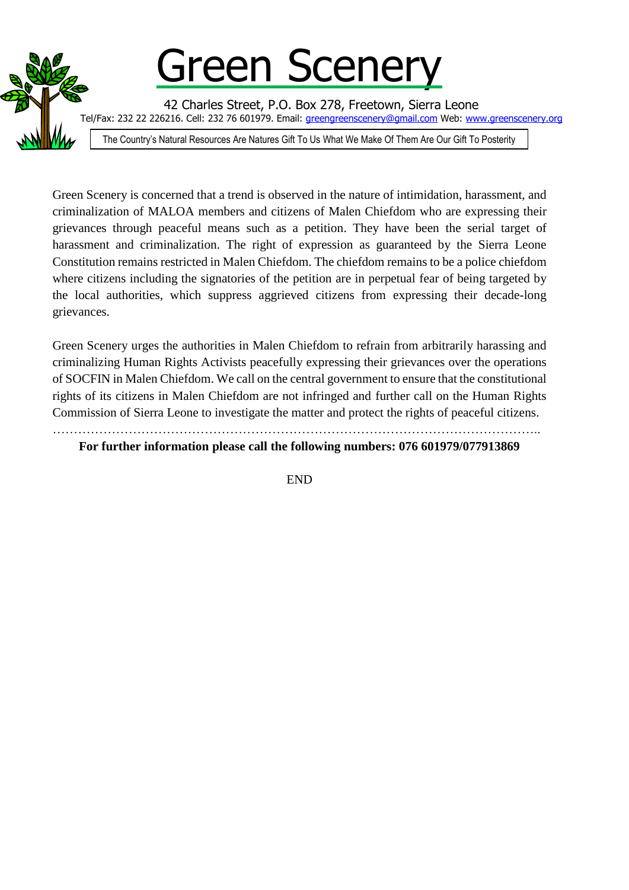# Green Scenery

42 Charles Street, P.O. Box 278, Freetown, Sierra Leone

Tel/Fax: 232 22 226216. Cell: 232 76 601979. Email: greengreenscenery@gmail.com Web: www.greenscenery.org

The Country's Natural Resources Are Natures Gift To Us What We Make Of Them Are Our Gift To Posterity

Green Scenery is concerned that a trend is observed in the nature of intimidation, harassment, and criminalization of MALOA members and citizens of Malen Chiefdom who are expressing their grievances through peaceful means such as a petition. They have been the serial target of harassment and criminalization. The right of expression as guaranteed by the Sierra Leone Constitution remains restricted in Malen Chiefdom. The chiefdom remains to be a police chiefdom where citizens including the signatories of the petition are in perpetual fear of being targeted by the local authorities, which suppress aggrieved citizens from expressing their decade-long grievances.

Green Scenery urges the authorities in Malen Chiefdom to refrain from arbitrarily harassing and criminalizing Human Rights Activists peacefully expressing their grievances over the operations of SOCFIN in Malen Chiefdom. We call on the central government to ensure that the constitutional rights of its citizens in Malen Chiefdom are not infringed and further call on the Human Rights Commission of Sierra Leone to investigate the matter and protect the rights of peaceful citizens.

……………………………………………………………………………………………………..

**For further information please call the following numbers: 076 601979/077913869**

END